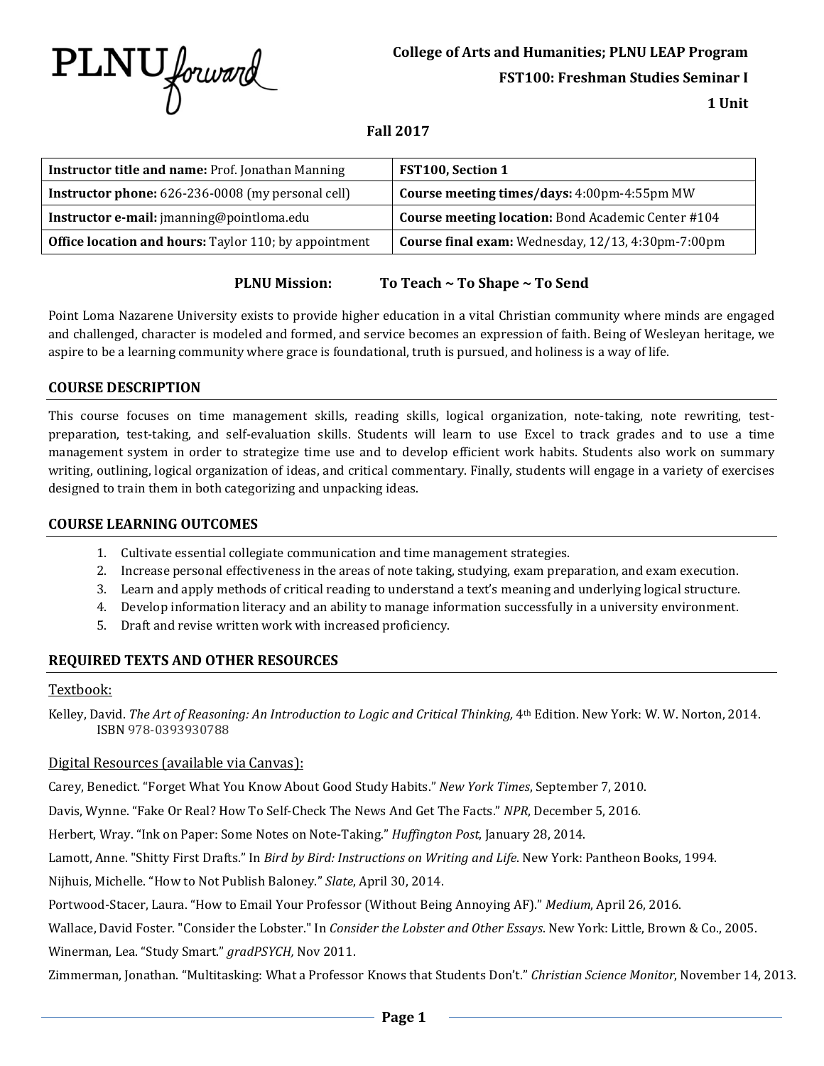PLNU*forward*

**College of Arts and Humanities; PLNU LEAP Program**

**FST100: Freshman Studies Seminar I**

**1 Unit**

**Fall 2017**

| **Instructor title and name:** Prof. Jonathan Manning | **FST100, Section 1** |
|---|---|
| **Instructor phone:** 626-236-0008 (my personal cell) | **Course meeting times/days:** 4:00pm-4:55pm MW |
| **Instructor e-mail:** jmanning@pointloma.edu | **Course meeting location:** Bond Academic Center #104 |
| **Office location and hours:** Taylor 110; by appointment | **Course final exam:** Wednesday, 12/13, 4:30pm-7:00pm |

**PLNU Mission: To Teach ~ To Shape ~ To Send**

Point Loma Nazarene University exists to provide higher education in a vital Christian community where minds are engaged and challenged, character is modeled and formed, and service becomes an expression of faith. Being of Wesleyan heritage, we aspire to be a learning community where grace is foundational, truth is pursued, and holiness is a way of life.

## COURSE DESCRIPTION

This course focuses on time management skills, reading skills, logical organization, note-taking, note rewriting, test-preparation, test-taking, and self-evaluation skills. Students will learn to use Excel to track grades and to use a time management system in order to strategize time use and to develop efficient work habits. Students also work on summary writing, outlining, logical organization of ideas, and critical commentary. Finally, students will engage in a variety of exercises designed to train them in both categorizing and unpacking ideas.

## COURSE LEARNING OUTCOMES

1. Cultivate essential collegiate communication and time management strategies.
2. Increase personal effectiveness in the areas of note taking, studying, exam preparation, and exam execution.
3. Learn and apply methods of critical reading to understand a text's meaning and underlying logical structure.
4. Develop information literacy and an ability to manage information successfully in a university environment.
5. Draft and revise written work with increased proficiency.

## REQUIRED TEXTS AND OTHER RESOURCES

### Textbook:

Kelley, David. *The Art of Reasoning: An Introduction to Logic and Critical Thinking,* 4th Edition. New York: W. W. Norton, 2014. ISBN 978-0393930788

### Digital Resources (available via Canvas):

Carey, Benedict. "Forget What You Know About Good Study Habits." *New York Times*, September 7, 2010.

Davis, Wynne. "Fake Or Real? How To Self-Check The News And Get The Facts." *NPR*, December 5, 2016.

Herbert, Wray. "Ink on Paper: Some Notes on Note-Taking." *Huffington Post*, January 28, 2014.

Lamott, Anne. "Shitty First Drafts." In *Bird by Bird: Instructions on Writing and Life*. New York: Pantheon Books, 1994.

Nijhuis, Michelle. "How to Not Publish Baloney." *Slate*, April 30, 2014.

Portwood-Stacer, Laura. "How to Email Your Professor (Without Being Annoying AF)." *Medium*, April 26, 2016.

Wallace, David Foster. "Consider the Lobster." In *Consider the Lobster and Other Essays*. New York: Little, Brown & Co., 2005.

Winerman, Lea. "Study Smart." *gradPSYCH,* Nov 2011.

Zimmerman, Jonathan. "Multitasking: What a Professor Knows that Students Don't." *Christian Science Monitor*, November 14, 2013.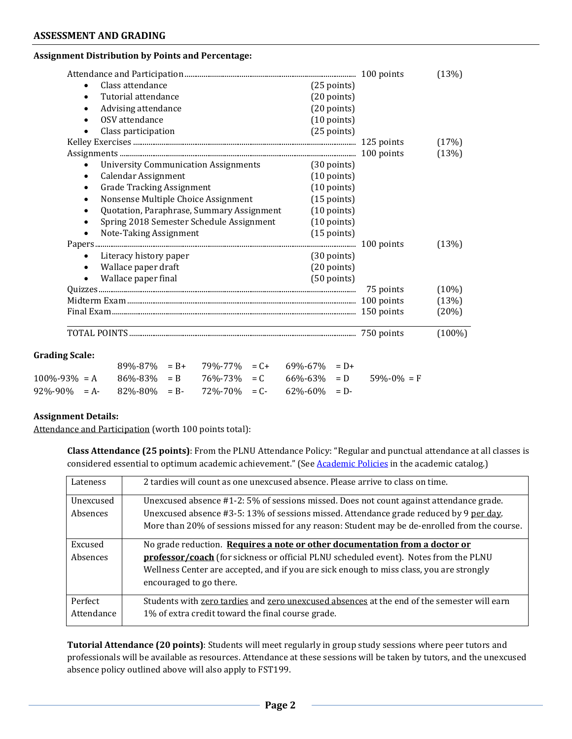## ASSESSMENT AND GRADING

**Assignment Distribution by Points and Percentage:**

| | | | |
|---|---|---|---|
| Attendance and Participation | | 100 points | (13%) |
| • Class attendance | (25 points) | | |
| • Tutorial attendance | (20 points) | | |
| • Advising attendance | (20 points) | | |
| • OSV attendance | (10 points) | | |
| • Class participation | (25 points) | | |
| Kelley Exercises | | 125 points | (17%) |
| Assignments | | 100 points | (13%) |
| • University Communication Assignments | (30 points) | | |
| • Calendar Assignment | (10 points) | | |
| • Grade Tracking Assignment | (10 points) | | |
| • Nonsense Multiple Choice Assignment | (15 points) | | |
| • Quotation, Paraphrase, Summary Assignment | (10 points) | | |
| • Spring 2018 Semester Schedule Assignment | (10 points) | | |
| • Note-Taking Assignment | (15 points) | | |
| Papers | | 100 points | (13%) |
| • Literacy history paper | (30 points) | | |
| • Wallace paper draft | (20 points) | | |
| • Wallace paper final | (50 points) | | |
| Quizzes | | 75 points | (10%) |
| Midterm Exam | | 100 points | (13%) |
| Final Exam | | 150 points | (20%) |
| TOTAL POINTS | | 750 points | (100%) |

**Grading Scale:**

| | | | | |
|---|---|---|---|---|
| | 89%-87% = B+ | 79%-77% = C+ | 69%-67% = D+ | |
| 100%-93% = A | 86%-83% = B | 76%-73% = C | 66%-63% = D | 59%-0% = F |
| 92%-90% = A- | 82%-80% = B- | 72%-70% = C- | 62%-60% = D- | |

**Assignment Details:**

Attendance and Participation (worth 100 points total):

**Class Attendance (25 points)**: From the PLNU Attendance Policy: "Regular and punctual attendance at all classes is considered essential to optimum academic achievement." (See Academic Policies in the academic catalog.)

| | |
|---|---|
| Lateness | 2 tardies will count as one unexcused absence. Please arrive to class on time. |
| Unexcused Absences | Unexcused absence #1-2: 5% of sessions missed. Does not count against attendance grade.<br>Unexcused absence #3-5: 13% of sessions missed. Attendance grade reduced by 9 per day.<br>More than 20% of sessions missed for any reason: Student may be de-enrolled from the course. |
| Excused Absences | No grade reduction. **Requires a note or other documentation from a doctor or professor/coach** (for sickness or official PLNU scheduled event). Notes from the PLNU Wellness Center are accepted, and if you are sick enough to miss class, you are strongly encouraged to go there. |
| Perfect Attendance | Students with zero tardies and zero unexcused absences at the end of the semester will earn 1% of extra credit toward the final course grade. |

**Tutorial Attendance (20 points)**: Students will meet regularly in group study sessions where peer tutors and professionals will be available as resources. Attendance at these sessions will be taken by tutors, and the unexcused absence policy outlined above will also apply to FST199.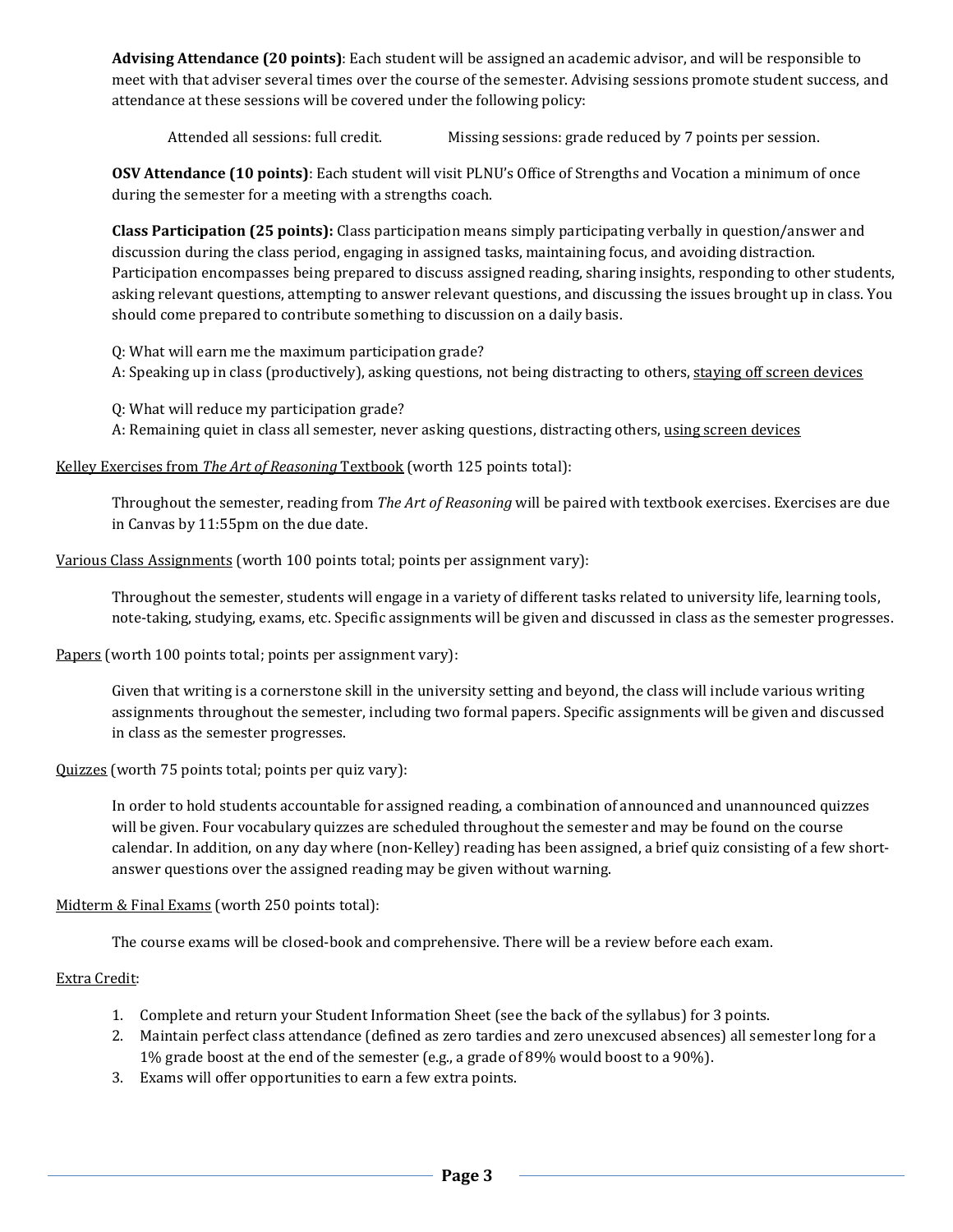**Advising Attendance (20 points)**: Each student will be assigned an academic advisor, and will be responsible to meet with that adviser several times over the course of the semester. Advising sessions promote student success, and attendance at these sessions will be covered under the following policy:

Attended all sessions: full credit. Missing sessions: grade reduced by 7 points per session.

**OSV Attendance (10 points)**: Each student will visit PLNU's Office of Strengths and Vocation a minimum of once during the semester for a meeting with a strengths coach.

**Class Participation (25 points):** Class participation means simply participating verbally in question/answer and discussion during the class period, engaging in assigned tasks, maintaining focus, and avoiding distraction. Participation encompasses being prepared to discuss assigned reading, sharing insights, responding to other students, asking relevant questions, attempting to answer relevant questions, and discussing the issues brought up in class. You should come prepared to contribute something to discussion on a daily basis.

Q: What will earn me the maximum participation grade?
A: Speaking up in class (productively), asking questions, not being distracting to others, staying off screen devices

Q: What will reduce my participation grade?
A: Remaining quiet in class all semester, never asking questions, distracting others, using screen devices

Kelley Exercises from *The Art of Reasoning* Textbook (worth 125 points total):

Throughout the semester, reading from *The Art of Reasoning* will be paired with textbook exercises. Exercises are due in Canvas by 11:55pm on the due date.

Various Class Assignments (worth 100 points total; points per assignment vary):

Throughout the semester, students will engage in a variety of different tasks related to university life, learning tools, note-taking, studying, exams, etc. Specific assignments will be given and discussed in class as the semester progresses.

Papers (worth 100 points total; points per assignment vary):

Given that writing is a cornerstone skill in the university setting and beyond, the class will include various writing assignments throughout the semester, including two formal papers. Specific assignments will be given and discussed in class as the semester progresses.

Quizzes (worth 75 points total; points per quiz vary):

In order to hold students accountable for assigned reading, a combination of announced and unannounced quizzes will be given. Four vocabulary quizzes are scheduled throughout the semester and may be found on the course calendar. In addition, on any day where (non-Kelley) reading has been assigned, a brief quiz consisting of a few short-answer questions over the assigned reading may be given without warning.

Midterm & Final Exams (worth 250 points total):

The course exams will be closed-book and comprehensive. There will be a review before each exam.

Extra Credit:

1. Complete and return your Student Information Sheet (see the back of the syllabus) for 3 points.
2. Maintain perfect class attendance (defined as zero tardies and zero unexcused absences) all semester long for a 1% grade boost at the end of the semester (e.g., a grade of 89% would boost to a 90%).
3. Exams will offer opportunities to earn a few extra points.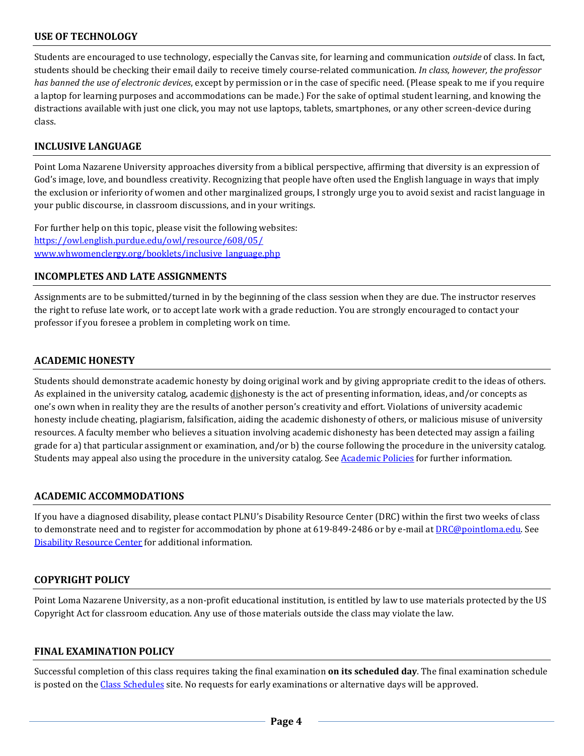## USE OF TECHNOLOGY

Students are encouraged to use technology, especially the Canvas site, for learning and communication *outside* of class. In fact, students should be checking their email daily to receive timely course-related communication. *In class, however, the professor has banned the use of electronic devices*, except by permission or in the case of specific need. (Please speak to me if you require a laptop for learning purposes and accommodations can be made.) For the sake of optimal student learning, and knowing the distractions available with just one click, you may not use laptops, tablets, smartphones, or any other screen-device during class.

## INCLUSIVE LANGUAGE

Point Loma Nazarene University approaches diversity from a biblical perspective, affirming that diversity is an expression of God's image, love, and boundless creativity. Recognizing that people have often used the English language in ways that imply the exclusion or inferiority of women and other marginalized groups, I strongly urge you to avoid sexist and racist language in your public discourse, in classroom discussions, and in your writings.

For further help on this topic, please visit the following websites:
[https://owl.english.purdue.edu/owl/resource/608/05/](https://owl.english.purdue.edu/owl/resource/608/05/)
[www.whwomenclergy.org/booklets/inclusive_language.php](www.whwomenclergy.org/booklets/inclusive_language.php)

## INCOMPLETES AND LATE ASSIGNMENTS

Assignments are to be submitted/turned in by the beginning of the class session when they are due. The instructor reserves the right to refuse late work, or to accept late work with a grade reduction. You are strongly encouraged to contact your professor if you foresee a problem in completing work on time.

## ACADEMIC HONESTY

Students should demonstrate academic honesty by doing original work and by giving appropriate credit to the ideas of others. As explained in the university catalog, academic <u>dis</u>honesty is the act of presenting information, ideas, and/or concepts as one's own when in reality they are the results of another person's creativity and effort. Violations of university academic honesty include cheating, plagiarism, falsification, aiding the academic dishonesty of others, or malicious misuse of university resources. A faculty member who believes a situation involving academic dishonesty has been detected may assign a failing grade for a) that particular assignment or examination, and/or b) the course following the procedure in the university catalog. Students may appeal also using the procedure in the university catalog. See [Academic Policies]() for further information.

## ACADEMIC ACCOMMODATIONS

If you have a diagnosed disability, please contact PLNU's Disability Resource Center (DRC) within the first two weeks of class to demonstrate need and to register for accommodation by phone at 619-849-2486 or by e-mail at [DRC@pointloma.edu](mailto:DRC@pointloma.edu). See [Disability Resource Center]() for additional information.

## COPYRIGHT POLICY

Point Loma Nazarene University, as a non-profit educational institution, is entitled by law to use materials protected by the US Copyright Act for classroom education. Any use of those materials outside the class may violate the law.

## FINAL EXAMINATION POLICY

Successful completion of this class requires taking the final examination **on its scheduled day**. The final examination schedule is posted on the [Class Schedules]() site. No requests for early examinations or alternative days will be approved.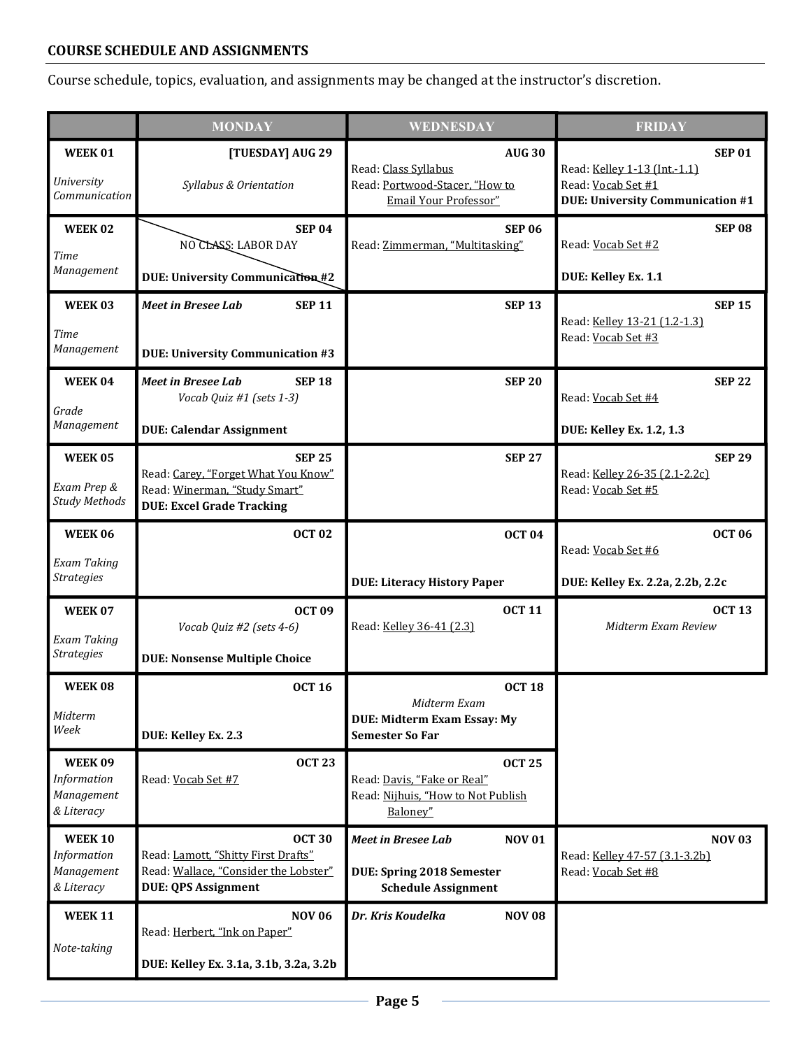**COURSE SCHEDULE AND ASSIGNMENTS**

Course schedule, topics, evaluation, and assignments may be changed at the instructor's discretion.

| | MONDAY | WEDNESDAY | FRIDAY |
|---|---|---|---|
| **WEEK 01** *University Communication* | **[TUESDAY] AUG 29** *Syllabus & Orientation* | **AUG 30** Read: Class Syllabus Read: Portwood-Stacer, "How to Email Your Professor" | **SEP 01** Read: Kelley 1-13 (Int.-1.1) Read: Vocab Set #1 **DUE: University Communication #1** |
| **WEEK 02** *Time Management* | **SEP 04** NO CLASS: LABOR DAY **DUE: University Communication #2** | **SEP 06** Read: Zimmerman, "Multitasking" | **SEP 08** Read: Vocab Set #2 **DUE: Kelley Ex. 1.1** |
| **WEEK 03** *Time Management* | ***Meet in Bresee Lab*** **SEP 11** **DUE: University Communication #3** | **SEP 13** | **SEP 15** Read: Kelley 13-21 (1.2-1.3) Read: Vocab Set #3 |
| **WEEK 04** *Grade Management* | ***Meet in Bresee Lab*** **SEP 18** *Vocab Quiz #1 (sets 1-3)* **DUE: Calendar Assignment** | **SEP 20** | **SEP 22** Read: Vocab Set #4 **DUE: Kelley Ex. 1.2, 1.3** |
| **WEEK 05** *Exam Prep & Study Methods* | **SEP 25** Read: Carey, "Forget What You Know" Read: Winerman, "Study Smart" **DUE: Excel Grade Tracking** | **SEP 27** | **SEP 29** Read: Kelley 26-35 (2.1-2.2c) Read: Vocab Set #5 |
| **WEEK 06** *Exam Taking Strategies* | **OCT 02** | **OCT 04** **DUE: Literacy History Paper** | **OCT 06** Read: Vocab Set #6 **DUE: Kelley Ex. 2.2a, 2.2b, 2.2c** |
| **WEEK 07** *Exam Taking Strategies* | **OCT 09** *Vocab Quiz #2 (sets 4-6)* **DUE: Nonsense Multiple Choice** | **OCT 11** Read: Kelley 36-41 (2.3) | **OCT 13** *Midterm Exam Review* |
| **WEEK 08** *Midterm Week* | **OCT 16** **DUE: Kelley Ex. 2.3** | **OCT 18** *Midterm Exam* **DUE: Midterm Exam Essay: My Semester So Far** | |
| **WEEK 09** *Information Management & Literacy* | **OCT 23** Read: Vocab Set #7 | **OCT 25** Read: Davis, "Fake or Real" Read: Nijhuis, "How to Not Publish Baloney" | |
| **WEEK 10** *Information Management & Literacy* | **OCT 30** Read: Lamott, "Shitty First Drafts" Read: Wallace, "Consider the Lobster" **DUE: QPS Assignment** | ***Meet in Bresee Lab*** **NOV 01** **DUE: Spring 2018 Semester Schedule Assignment** | **NOV 03** Read: Kelley 47-57 (3.1-3.2b) Read: Vocab Set #8 |
| **WEEK 11** *Note-taking* | **NOV 06** Read: Herbert, "Ink on Paper" **DUE: Kelley Ex. 3.1a, 3.1b, 3.2a, 3.2b** | ***Dr. Kris Koudelka*** **NOV 08** | |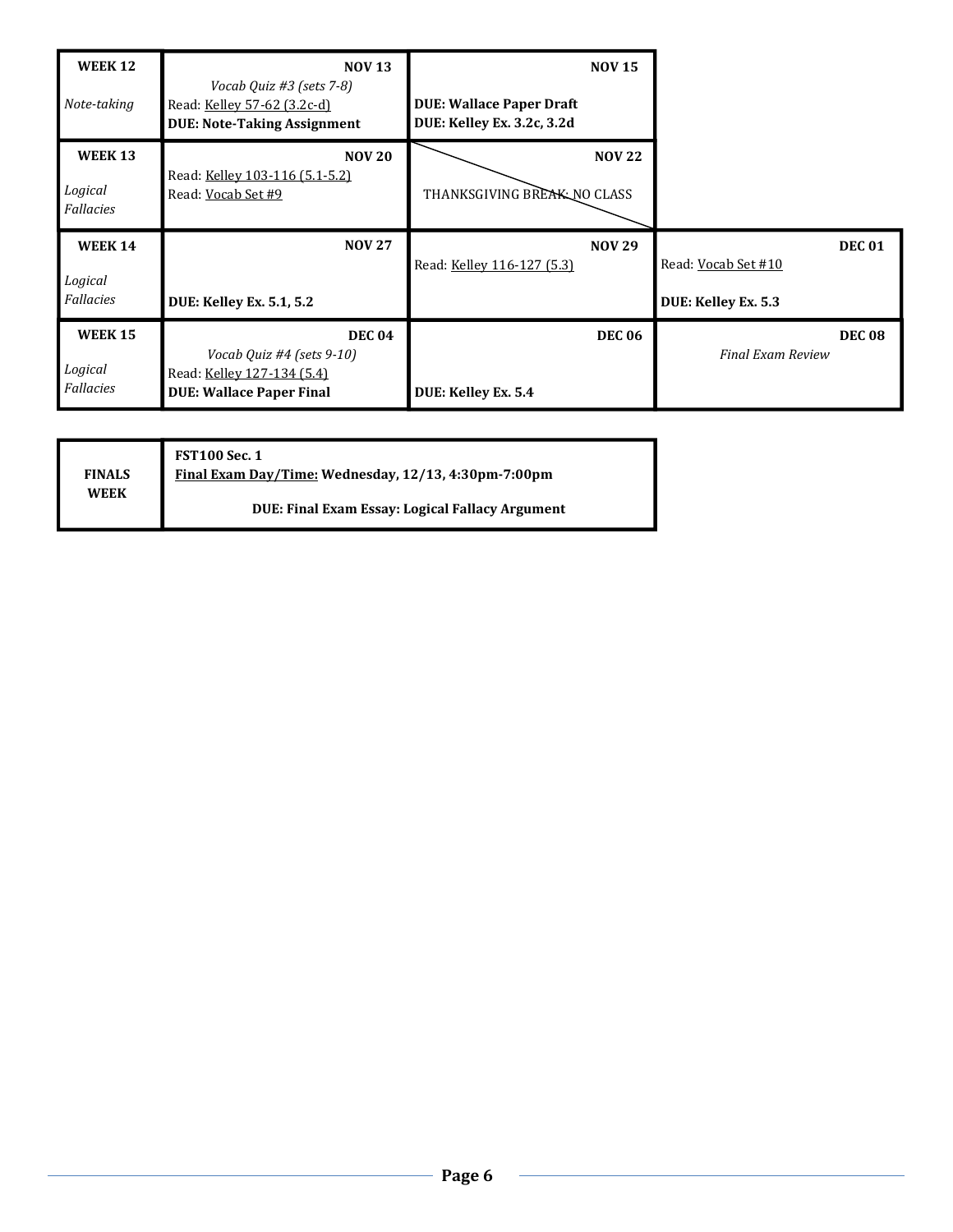| | | | |
|---|---|---|---|
| **WEEK 12**<br><br>*Note-taking* | **NOV 13**<br>*Vocab Quiz #3 (sets 7-8)*<br>Read: Kelley 57-62 (3.2c-d)<br>**DUE: Note-Taking Assignment** | **NOV 15**<br><br>**DUE: Wallace Paper Draft**<br>**DUE: Kelley Ex. 3.2c, 3.2d** | |
| **WEEK 13**<br><br>*Logical Fallacies* | **NOV 20**<br>Read: Kelley 103-116 (5.1-5.2)<br>Read: Vocab Set #9 | **NOV 22**<br><br>THANKSGIVING BREAK: NO CLASS | |
| **WEEK 14**<br><br>*Logical Fallacies* | **NOV 27**<br><br>**DUE: Kelley Ex. 5.1, 5.2** | **NOV 29**<br>Read: Kelley 116-127 (5.3) | **DEC 01**<br>Read: Vocab Set #10<br><br>**DUE: Kelley Ex. 5.3** |
| **WEEK 15**<br><br>*Logical Fallacies* | **DEC 04**<br>*Vocab Quiz #4 (sets 9-10)*<br>Read: Kelley 127-134 (5.4)<br>**DUE: Wallace Paper Final** | **DEC 06**<br><br>**DUE: Kelley Ex. 5.4** | **DEC 08**<br>*Final Exam Review* |

| | |
|---|---|
| **FINALS WEEK** | **FST100 Sec. 1**<br>**Final Exam Day/Time: Wednesday, 12/13, 4:30pm-7:00pm**<br><br>**DUE: Final Exam Essay: Logical Fallacy Argument** |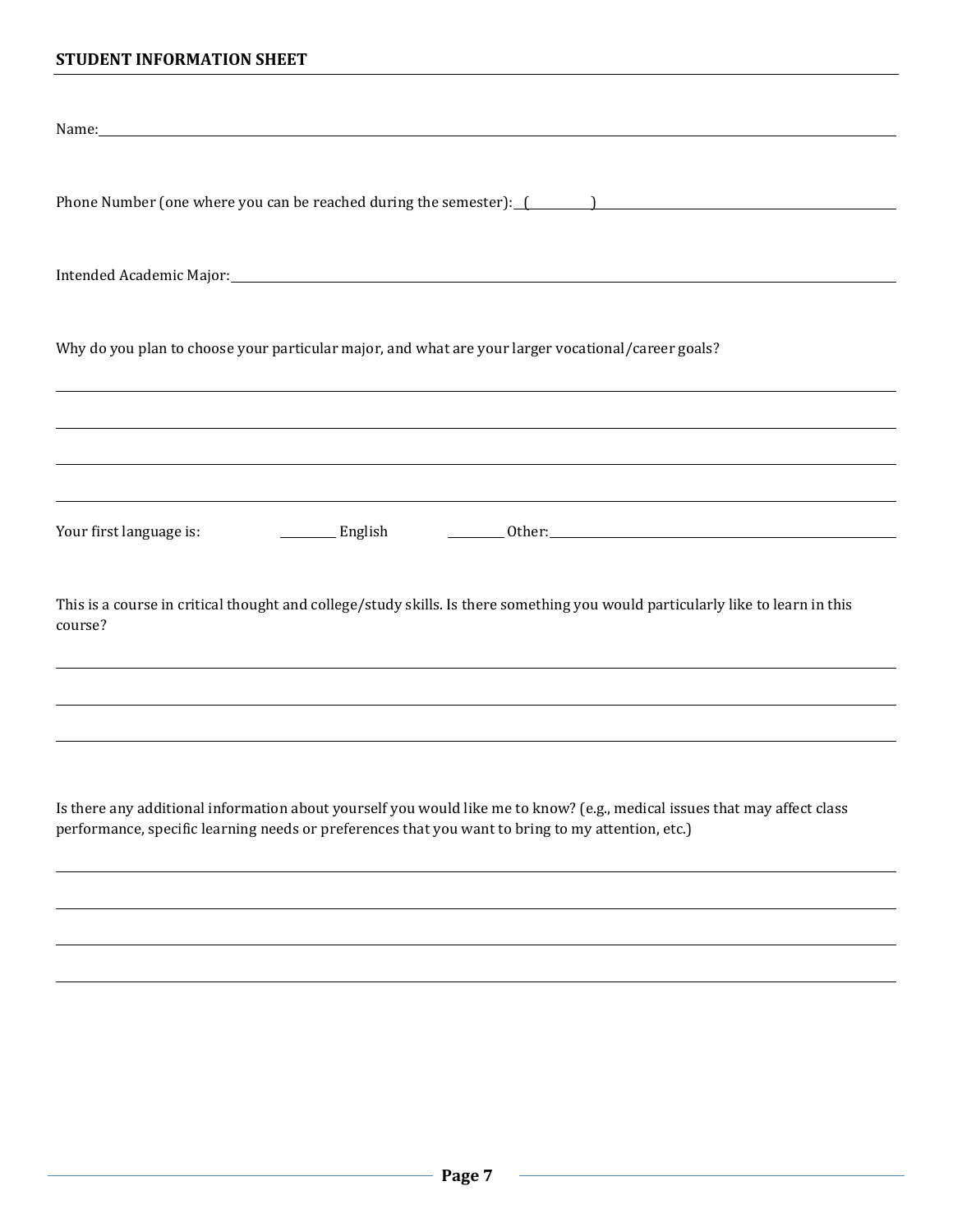**STUDENT INFORMATION SHEET**

Name:\_\_\_\_\_\_\_\_\_\_\_\_\_\_\_\_\_\_\_\_\_\_\_\_\_\_\_\_\_\_\_\_\_\_\_\_\_\_\_\_\_\_\_\_\_\_\_\_\_\_\_\_\_\_\_\_\_\_\_\_

Phone Number (one where you can be reached during the semester): (\_\_\_\_\_\_\_\_\_) \_\_\_\_\_\_\_\_\_\_\_\_\_\_\_\_\_\_\_\_\_\_\_\_\_\_\_\_

Intended Academic Major:\_\_\_\_\_\_\_\_\_\_\_\_\_\_\_\_\_\_\_\_\_\_\_\_\_\_\_\_\_\_\_\_\_\_\_\_\_\_\_\_\_\_\_\_\_\_\_\_\_\_\_\_

Why do you plan to choose your particular major, and what are your larger vocational/career goals?

\_\_\_\_\_\_\_\_\_\_\_\_\_\_\_\_\_\_\_\_\_\_\_\_\_\_\_\_\_\_\_\_\_\_\_\_\_\_\_\_\_\_\_\_\_\_\_\_\_\_\_\_\_\_\_\_\_\_\_\_\_\_\_\_\_\_\_\_\_\_

\_\_\_\_\_\_\_\_\_\_\_\_\_\_\_\_\_\_\_\_\_\_\_\_\_\_\_\_\_\_\_\_\_\_\_\_\_\_\_\_\_\_\_\_\_\_\_\_\_\_\_\_\_\_\_\_\_\_\_\_\_\_\_\_\_\_\_\_\_\_

\_\_\_\_\_\_\_\_\_\_\_\_\_\_\_\_\_\_\_\_\_\_\_\_\_\_\_\_\_\_\_\_\_\_\_\_\_\_\_\_\_\_\_\_\_\_\_\_\_\_\_\_\_\_\_\_\_\_\_\_\_\_\_\_\_\_\_\_\_\_

\_\_\_\_\_\_\_\_\_\_\_\_\_\_\_\_\_\_\_\_\_\_\_\_\_\_\_\_\_\_\_\_\_\_\_\_\_\_\_\_\_\_\_\_\_\_\_\_\_\_\_\_\_\_\_\_\_\_\_\_\_\_\_\_\_\_\_\_\_\_

Your first language is: \_\_\_\_\_\_\_\_ English \_\_\_\_\_\_\_\_ Other:\_\_\_\_\_\_\_\_\_\_\_\_\_\_\_\_\_\_\_\_\_\_\_\_\_\_\_\_

This is a course in critical thought and college/study skills. Is there something you would particularly like to learn in this course?

\_\_\_\_\_\_\_\_\_\_\_\_\_\_\_\_\_\_\_\_\_\_\_\_\_\_\_\_\_\_\_\_\_\_\_\_\_\_\_\_\_\_\_\_\_\_\_\_\_\_\_\_\_\_\_\_\_\_\_\_\_\_\_\_\_\_\_\_\_\_

\_\_\_\_\_\_\_\_\_\_\_\_\_\_\_\_\_\_\_\_\_\_\_\_\_\_\_\_\_\_\_\_\_\_\_\_\_\_\_\_\_\_\_\_\_\_\_\_\_\_\_\_\_\_\_\_\_\_\_\_\_\_\_\_\_\_\_\_\_\_

\_\_\_\_\_\_\_\_\_\_\_\_\_\_\_\_\_\_\_\_\_\_\_\_\_\_\_\_\_\_\_\_\_\_\_\_\_\_\_\_\_\_\_\_\_\_\_\_\_\_\_\_\_\_\_\_\_\_\_\_\_\_\_\_\_\_\_\_\_\_

Is there any additional information about yourself you would like me to know? (e.g., medical issues that may affect class performance, specific learning needs or preferences that you want to bring to my attention, etc.)

\_\_\_\_\_\_\_\_\_\_\_\_\_\_\_\_\_\_\_\_\_\_\_\_\_\_\_\_\_\_\_\_\_\_\_\_\_\_\_\_\_\_\_\_\_\_\_\_\_\_\_\_\_\_\_\_\_\_\_\_\_\_\_\_\_\_\_\_\_\_

\_\_\_\_\_\_\_\_\_\_\_\_\_\_\_\_\_\_\_\_\_\_\_\_\_\_\_\_\_\_\_\_\_\_\_\_\_\_\_\_\_\_\_\_\_\_\_\_\_\_\_\_\_\_\_\_\_\_\_\_\_\_\_\_\_\_\_\_\_\_

\_\_\_\_\_\_\_\_\_\_\_\_\_\_\_\_\_\_\_\_\_\_\_\_\_\_\_\_\_\_\_\_\_\_\_\_\_\_\_\_\_\_\_\_\_\_\_\_\_\_\_\_\_\_\_\_\_\_\_\_\_\_\_\_\_\_\_\_\_\_

\_\_\_\_\_\_\_\_\_\_\_\_\_\_\_\_\_\_\_\_\_\_\_\_\_\_\_\_\_\_\_\_\_\_\_\_\_\_\_\_\_\_\_\_\_\_\_\_\_\_\_\_\_\_\_\_\_\_\_\_\_\_\_\_\_\_\_\_\_\_